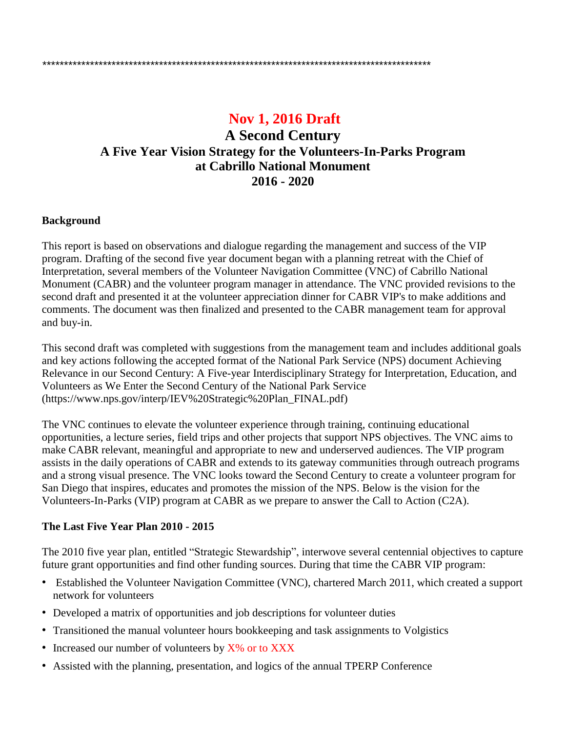*********************************************************************************************

# Nov 1, 2016 Draft

# A Second Century

## A Five Year Vision Strategy for the Volunteers-In-Parks Program at Cabrillo National Monument 2016 - 2020

### Background

This report is based on observations and dialogue regarding the management and success of the VIP program. Drafting of the second five year document began with a planning retreat with the Chief of Interpretation, several members of the Volunteer Navigation Committee (VNC) of Cabrillo National Monument (CABR) and the volunteer program manager in attendance. The VNC provided revisions to the second draft and presented it at the volunteer appreciation dinner for CABR VIP's to make additions and comments. The document was then finalized and presented to the CABR management team for approval and buy-in.

This second draft was completed with suggestions from the management team and includes additional goals and key actions following the accepted format of the National Park Service (NPS) document Achieving Relevance in our Second Century: A Five-year Interdisciplinary Strategy for Interpretation, Education, and Volunteers as We Enter the Second Century of the National Park Service (https://www.nps.gov/interp/IEV%20Strategic%20Plan_FINAL.pdf)

The VNC continues to elevate the volunteer experience through training, continuing educational opportunities, a lecture series, field trips and other projects that support NPS objectives. The VNC aims to make CABR relevant, meaningful and appropriate to new and underserved audiences. The VIP program assists in the daily operations of CABR and extends to its gateway communities through outreach programs and a strong visual presence. The VNC looks toward the Second Century to create a volunteer program for San Diego that inspires, educates and promotes the mission of the NPS. Below is the vision for the Volunteers-In-Parks (VIP) program at CABR as we prepare to answer the Call to Action (C2A).

### The Last Five Year Plan 2010 - 2015

The 2010 five year plan, entitled "Strategic Stewardship", interwove several centennial objectives to capture future grant opportunities and find other funding sources. During that time the CABR VIP program:

- Established the Volunteer Navigation Committee (VNC), chartered March 2011, which created a support network for volunteers
- Developed a matrix of opportunities and job descriptions for volunteer duties
- Transitioned the manual volunteer hours bookkeeping and task assignments to Volgistics
- Increased our number of volunteers by X% or to XXX
- Assisted with the planning, presentation, and logics of the annual TPERP Conference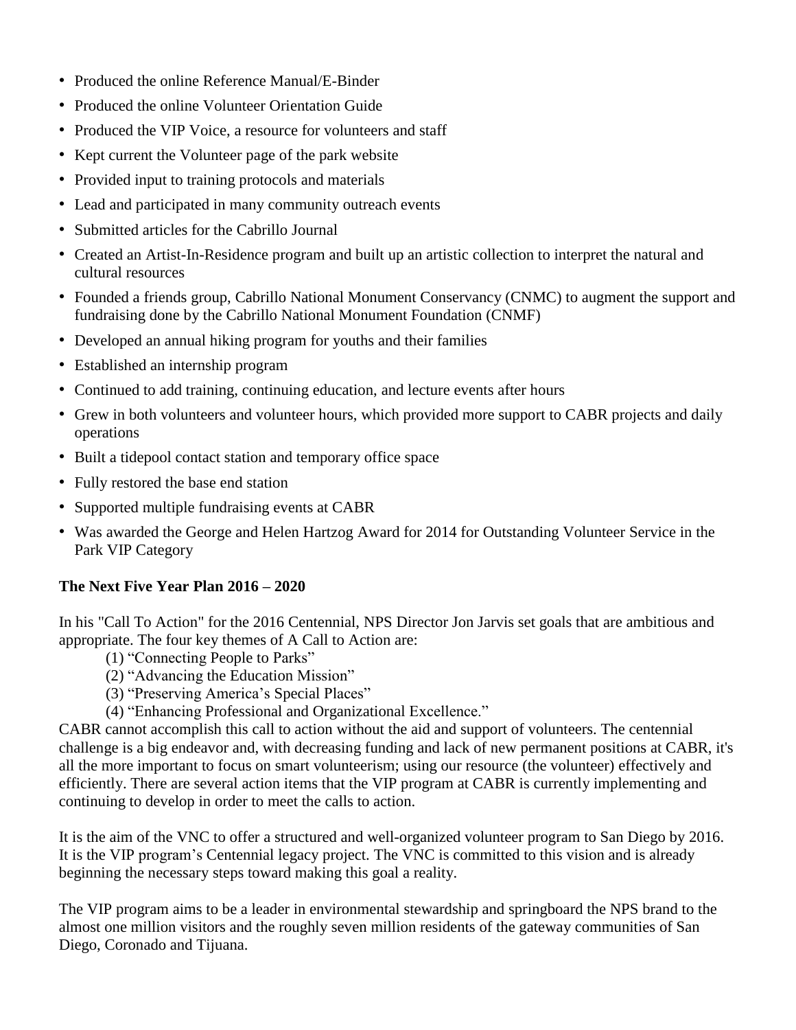- Produced the online Reference Manual/E-Binder
- Produced the online Volunteer Orientation Guide
- Produced the VIP Voice, a resource for volunteers and staff
- Kept current the Volunteer page of the park website
- Provided input to training protocols and materials
- Lead and participated in many community outreach events
- Submitted articles for the Cabrillo Journal
- Created an Artist-In-Residence program and built up an artistic collection to interpret the natural and cultural resources
- Founded a friends group, Cabrillo National Monument Conservancy (CNMC) to augment the support and fundraising done by the Cabrillo National Monument Foundation (CNMF)
- Developed an annual hiking program for youths and their families
- Established an internship program
- Continued to add training, continuing education, and lecture events after hours
- Grew in both volunteers and volunteer hours, which provided more support to CABR projects and daily operations
- Built a tidepool contact station and temporary office space
- Fully restored the base end station
- Supported multiple fundraising events at CABR
- Was awarded the George and Helen Hartzog Award for 2014 for Outstanding Volunteer Service in the Park VIP Category

**The Next Five Year Plan 2016 – 2020**

In his "Call To Action" for the 2016 Centennial, NPS Director Jon Jarvis set goals that are ambitious and appropriate. The four key themes of A Call to Action are:

(1) "Connecting People to Parks"
(2) "Advancing the Education Mission"
(3) "Preserving America's Special Places"
(4) "Enhancing Professional and Organizational Excellence."

CABR cannot accomplish this call to action without the aid and support of volunteers. The centennial challenge is a big endeavor and, with decreasing funding and lack of new permanent positions at CABR, it's all the more important to focus on smart volunteerism; using our resource (the volunteer) effectively and efficiently. There are several action items that the VIP program at CABR is currently implementing and continuing to develop in order to meet the calls to action.

It is the aim of the VNC to offer a structured and well-organized volunteer program to San Diego by 2016. It is the VIP program's Centennial legacy project. The VNC is committed to this vision and is already beginning the necessary steps toward making this goal a reality.

The VIP program aims to be a leader in environmental stewardship and springboard the NPS brand to the almost one million visitors and the roughly seven million residents of the gateway communities of San Diego, Coronado and Tijuana.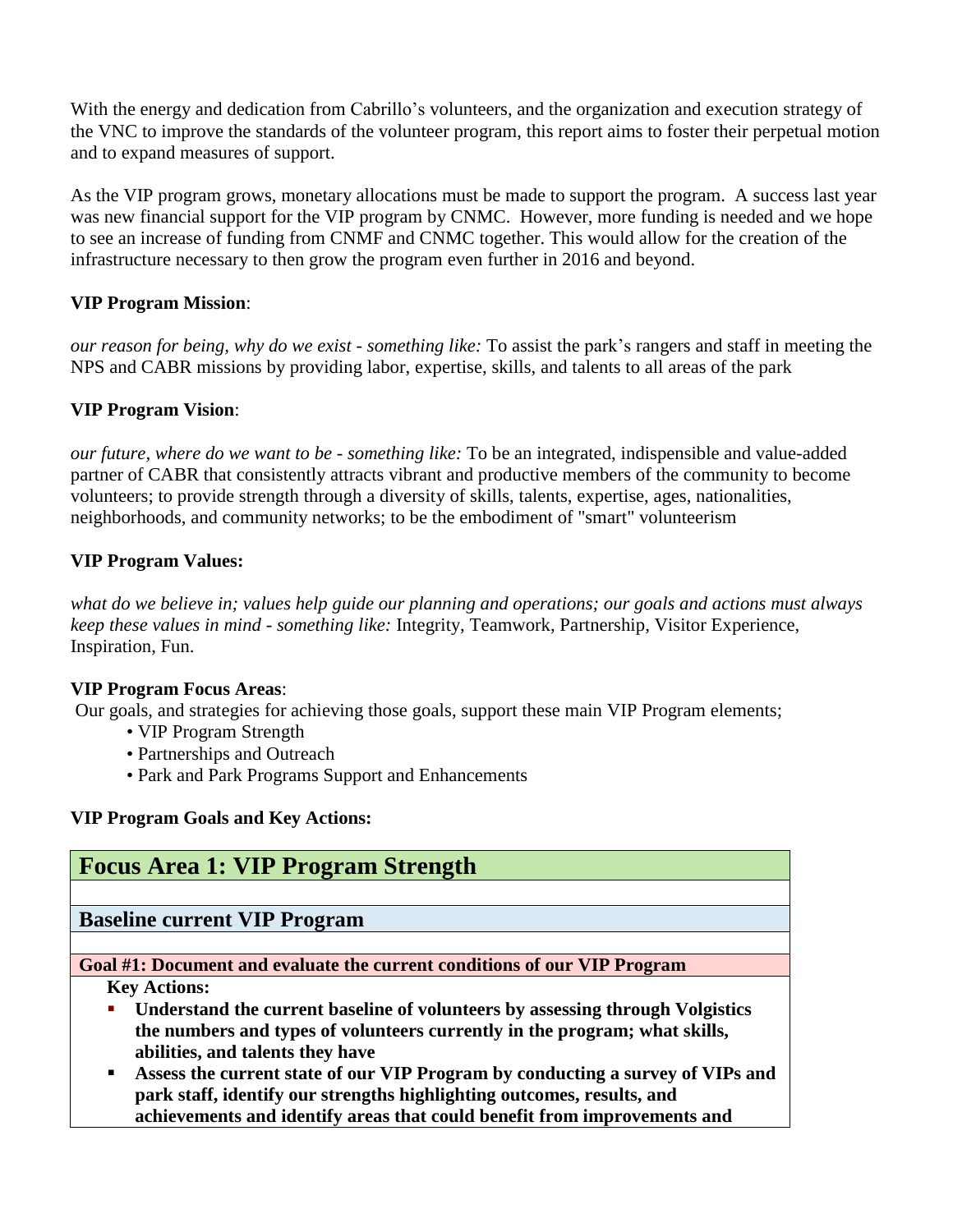With the energy and dedication from Cabrillo's volunteers, and the organization and execution strategy of the VNC to improve the standards of the volunteer program, this report aims to foster their perpetual motion and to expand measures of support.

As the VIP program grows, monetary allocations must be made to support the program. A success last year was new financial support for the VIP program by CNMC. However, more funding is needed and we hope to see an increase of funding from CNMF and CNMC together. This would allow for the creation of the infrastructure necessary to then grow the program even further in 2016 and beyond.

**VIP Program Mission**:

*our reason for being, why do we exist - something like:* To assist the park's rangers and staff in meeting the NPS and CABR missions by providing labor, expertise, skills, and talents to all areas of the park

**VIP Program Vision**:

*our future, where do we want to be - something like:* To be an integrated, indispensible and value-added partner of CABR that consistently attracts vibrant and productive members of the community to become volunteers; to provide strength through a diversity of skills, talents, expertise, ages, nationalities, neighborhoods, and community networks; to be the embodiment of "smart" volunteerism

**VIP Program Values:**

*what do we believe in; values help guide our planning and operations; our goals and actions must always keep these values in mind - something like:* Integrity, Teamwork, Partnership, Visitor Experience, Inspiration, Fun.

**VIP Program Focus Areas**:

Our goals, and strategies for achieving those goals, support these main VIP Program elements;

- VIP Program Strength
- Partnerships and Outreach
- Park and Park Programs Support and Enhancements

**VIP Program Goals and Key Actions:**

## Focus Area 1: VIP Program Strength

### Baseline current VIP Program

**Goal #1: Document and evaluate the current conditions of our VIP Program**

**Key Actions:**

- **Understand the current baseline of volunteers by assessing through Volgistics the numbers and types of volunteers currently in the program; what skills, abilities, and talents they have**
- **Assess the current state of our VIP Program by conducting a survey of VIPs and park staff, identify our strengths highlighting outcomes, results, and achievements and identify areas that could benefit from improvements and**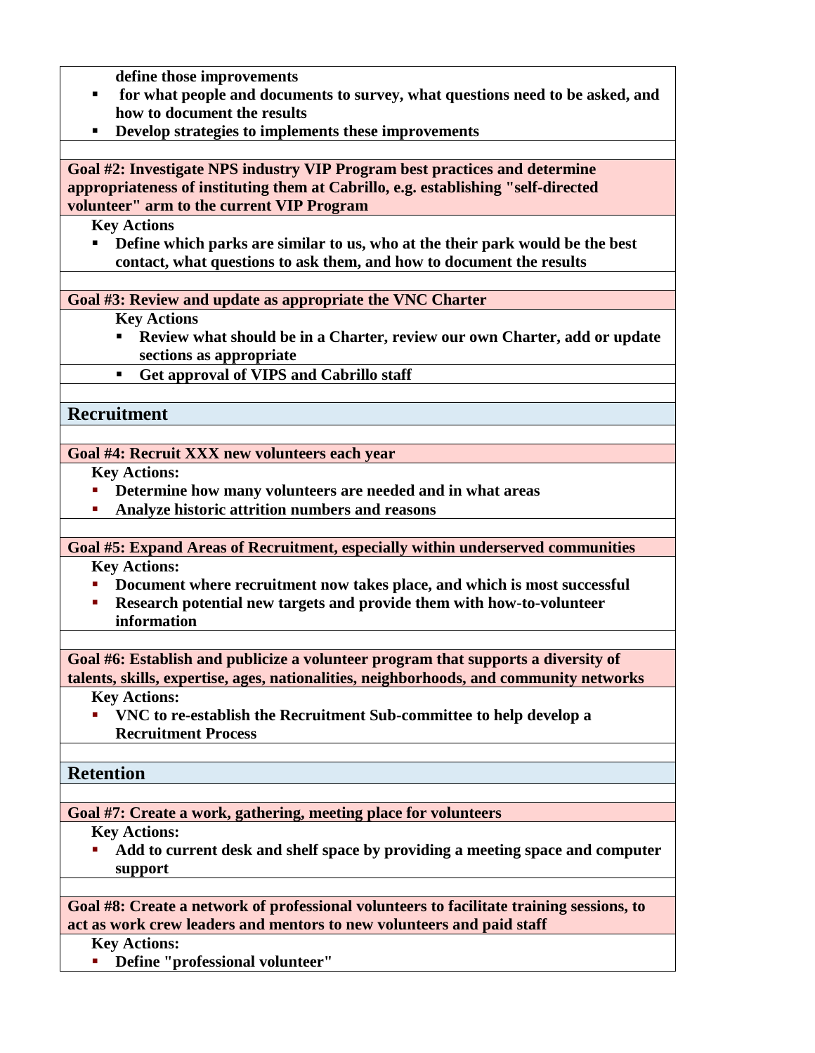**define those improvements**

- **for what people and documents to survey, what questions need to be asked, and how to document the results**
- **Develop strategies to implements these improvements**

**Goal #2: Investigate NPS industry VIP Program best practices and determine appropriateness of instituting them at Cabrillo, e.g. establishing "self-directed volunteer" arm to the current VIP Program**

**Key Actions**

- **Define which parks are similar to us, who at the their park would be the best contact, what questions to ask them, and how to document the results**

**Goal #3: Review and update as appropriate the VNC Charter**

**Key Actions**

- **Review what should be in a Charter, review our own Charter, add or update sections as appropriate**
- **Get approval of VIPS and Cabrillo staff**

## Recruitment

**Goal #4: Recruit XXX new volunteers each year**

**Key Actions:**

- **Determine how many volunteers are needed and in what areas**
- **Analyze historic attrition numbers and reasons**

**Goal #5: Expand Areas of Recruitment, especially within underserved communities**

**Key Actions:**

- **Document where recruitment now takes place, and which is most successful**
- **Research potential new targets and provide them with how-to-volunteer information**

**Goal #6: Establish and publicize a volunteer program that supports a diversity of talents, skills, expertise, ages, nationalities, neighborhoods, and community networks**

**Key Actions:**

- **VNC to re-establish the Recruitment Sub-committee to help develop a Recruitment Process**

## Retention

**Goal #7: Create a work, gathering, meeting place for volunteers**

**Key Actions:**

- **Add to current desk and shelf space by providing a meeting space and computer support**

**Goal #8: Create a network of professional volunteers to facilitate training sessions, to act as work crew leaders and mentors to new volunteers and paid staff**

**Key Actions:**

- **Define "professional volunteer"**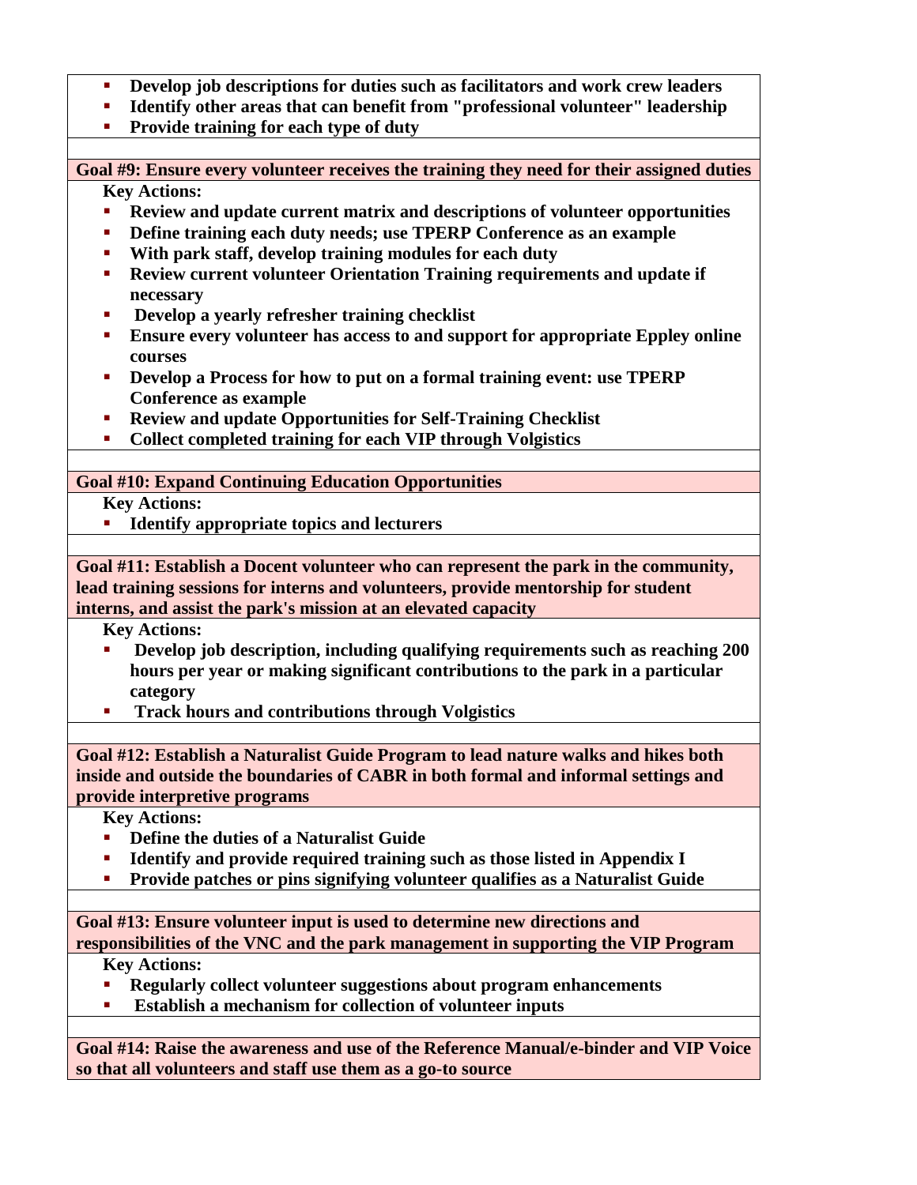- **Develop job descriptions for duties such as facilitators and work crew leaders**
- **Identify other areas that can benefit from "professional volunteer" leadership**
- **Provide training for each type of duty**

**Goal #9: Ensure every volunteer receives the training they need for their assigned duties**

**Key Actions:**

- **Review and update current matrix and descriptions of volunteer opportunities**
- **Define training each duty needs; use TPERP Conference as an example**
- **With park staff, develop training modules for each duty**
- **Review current volunteer Orientation Training requirements and update if necessary**
- **Develop a yearly refresher training checklist**
- **Ensure every volunteer has access to and support for appropriate Eppley online courses**
- **Develop a Process for how to put on a formal training event: use TPERP Conference as example**
- **Review and update Opportunities for Self-Training Checklist**
- **Collect completed training for each VIP through Volgistics**

**Goal #10: Expand Continuing Education Opportunities**

**Key Actions:**

- **Identify appropriate topics and lecturers**

**Goal #11: Establish a Docent volunteer who can represent the park in the community, lead training sessions for interns and volunteers, provide mentorship for student interns, and assist the park's mission at an elevated capacity**

**Key Actions:**

- **Develop job description, including qualifying requirements such as reaching 200 hours per year or making significant contributions to the park in a particular category**
- **Track hours and contributions through Volgistics**

**Goal #12: Establish a Naturalist Guide Program to lead nature walks and hikes both inside and outside the boundaries of CABR in both formal and informal settings and provide interpretive programs**

**Key Actions:**

- **Define the duties of a Naturalist Guide**
- **Identify and provide required training such as those listed in Appendix I**
- **Provide patches or pins signifying volunteer qualifies as a Naturalist Guide**

**Goal #13: Ensure volunteer input is used to determine new directions and responsibilities of the VNC and the park management in supporting the VIP Program**

**Key Actions:**

- **Regularly collect volunteer suggestions about program enhancements**
- **Establish a mechanism for collection of volunteer inputs**

**Goal #14: Raise the awareness and use of the Reference Manual/e-binder and VIP Voice so that all volunteers and staff use them as a go-to source**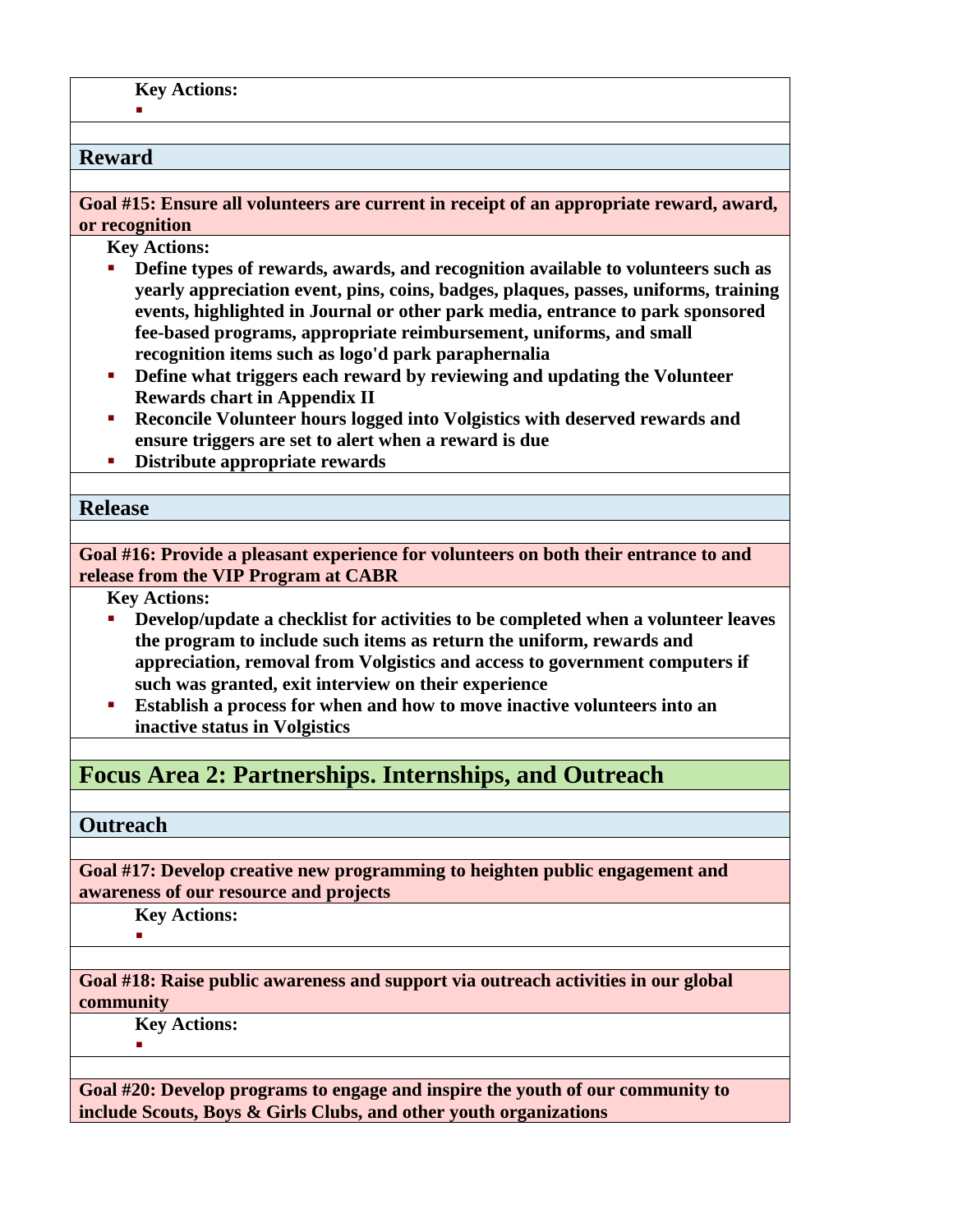**Key Actions:**

- 

## Reward

**Goal #15: Ensure all volunteers are current in receipt of an appropriate reward, award, or recognition**

**Key Actions:**

- **Define types of rewards, awards, and recognition available to volunteers such as yearly appreciation event, pins, coins, badges, plaques, passes, uniforms, training events, highlighted in Journal or other park media, entrance to park sponsored fee-based programs, appropriate reimbursement, uniforms, and small recognition items such as logo'd park paraphernalia**
- **Define what triggers each reward by reviewing and updating the Volunteer Rewards chart in Appendix II**
- **Reconcile Volunteer hours logged into Volgistics with deserved rewards and ensure triggers are set to alert when a reward is due**
- **Distribute appropriate rewards**

## Release

**Goal #16: Provide a pleasant experience for volunteers on both their entrance to and release from the VIP Program at CABR**

**Key Actions:**

- **Develop/update a checklist for activities to be completed when a volunteer leaves the program to include such items as return the uniform, rewards and appreciation, removal from Volgistics and access to government computers if such was granted, exit interview on their experience**
- **Establish a process for when and how to move inactive volunteers into an inactive status in Volgistics**

# Focus Area 2: Partnerships. Internships, and Outreach

## Outreach

**Goal #17: Develop creative new programming to heighten public engagement and awareness of our resource and projects**

**Key Actions:**

- 

**Goal #18: Raise public awareness and support via outreach activities in our global community**

**Key Actions:**

- 

**Goal #20: Develop programs to engage and inspire the youth of our community to include Scouts, Boys & Girls Clubs, and other youth organizations**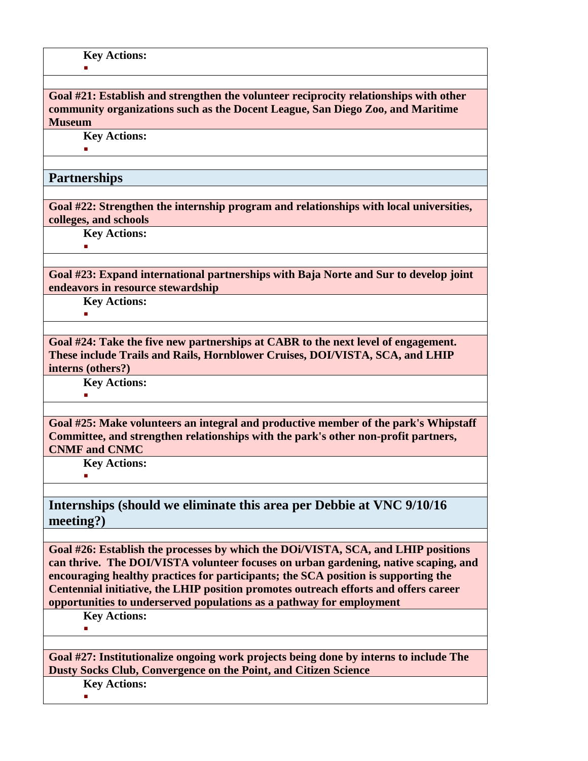**Key Actions:**

- 

**Goal #21: Establish and strengthen the volunteer reciprocity relationships with other community organizations such as the Docent League, San Diego Zoo, and Maritime Museum**

**Key Actions:**

- 

## Partnerships

**Goal #22: Strengthen the internship program and relationships with local universities, colleges, and schools**

**Key Actions:**

- 

**Goal #23: Expand international partnerships with Baja Norte and Sur to develop joint endeavors in resource stewardship**

**Key Actions:**

- 

**Goal #24: Take the five new partnerships at CABR to the next level of engagement. These include Trails and Rails, Hornblower Cruises, DOI/VISTA, SCA, and LHIP interns (others?)**

**Key Actions:**

- 

**Goal #25: Make volunteers an integral and productive member of the park's Whipstaff Committee, and strengthen relationships with the park's other non-profit partners, CNMF and CNMC**

**Key Actions:**

- 

## Internships (should we eliminate this area per Debbie at VNC 9/10/16 meeting?)

**Goal #26: Establish the processes by which the DOi/VISTA, SCA, and LHIP positions can thrive. The DOI/VISTA volunteer focuses on urban gardening, native scaping, and encouraging healthy practices for participants; the SCA position is supporting the Centennial initiative, the LHIP position promotes outreach efforts and offers career opportunities to underserved populations as a pathway for employment**

**Key Actions:**

- 

**Goal #27: Institutionalize ongoing work projects being done by interns to include The Dusty Socks Club, Convergence on the Point, and Citizen Science**

**Key Actions:**

-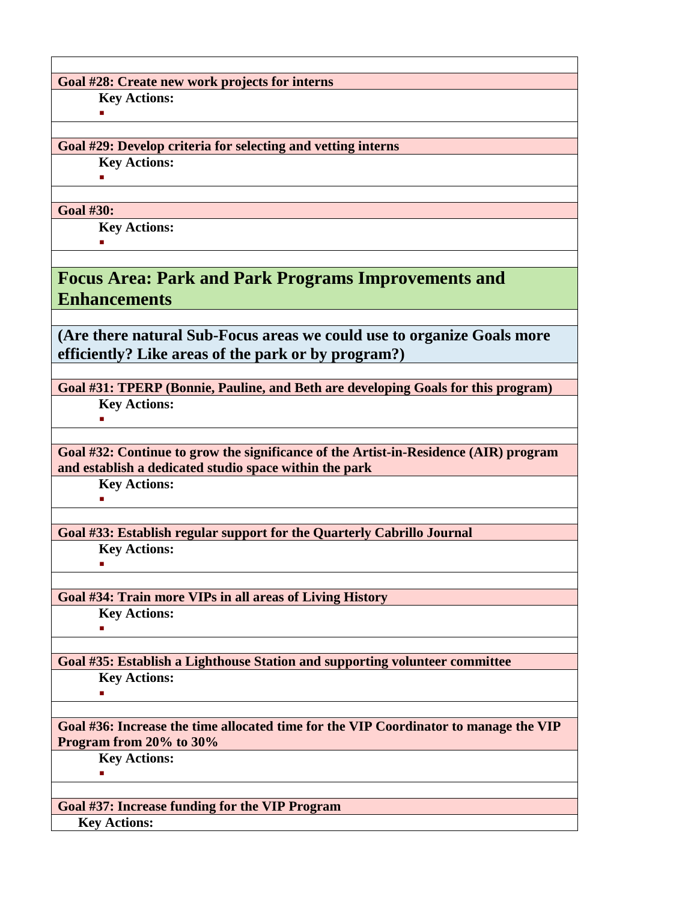**Goal #28: Create new work projects for interns**

**Key Actions:**

- 

**Goal #29: Develop criteria for selecting and vetting interns**

**Key Actions:**

- 

**Goal #30:**

**Key Actions:**

- 

## Focus Area: Park and Park Programs Improvements and Enhancements

### (Are there natural Sub-Focus areas we could use to organize Goals more efficiently? Like areas of the park or by program?)

**Goal #31: TPERP (Bonnie, Pauline, and Beth are developing Goals for this program)**

**Key Actions:**

- 

**Goal #32: Continue to grow the significance of the Artist-in-Residence (AIR) program and establish a dedicated studio space within the park**

**Key Actions:**

- 

**Goal #33: Establish regular support for the Quarterly Cabrillo Journal**

**Key Actions:**

- 

**Goal #34: Train more VIPs in all areas of Living History**

**Key Actions:**

- 

**Goal #35: Establish a Lighthouse Station and supporting volunteer committee**

**Key Actions:**

- 

**Goal #36: Increase the time allocated time for the VIP Coordinator to manage the VIP Program from 20% to 30%**

**Key Actions:**

- 

**Goal #37: Increase funding for the VIP Program**

**Key Actions:**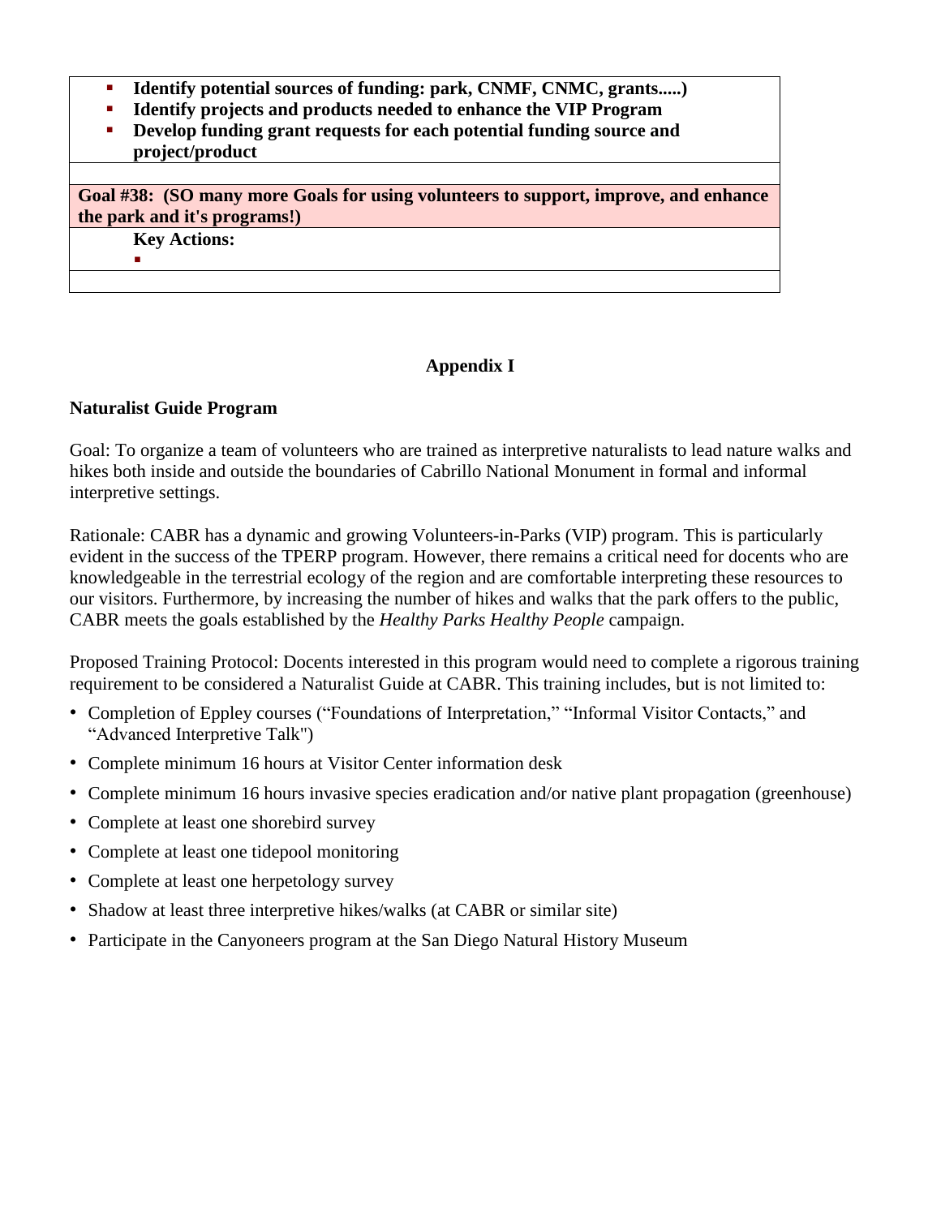- **Identify potential sources of funding: park, CNMF, CNMC, grants.....)**
- **Identify projects and products needed to enhance the VIP Program**
- **Develop funding grant requests for each potential funding source and project/product**

**Goal #38: (SO many more Goals for using volunteers to support, improve, and enhance the park and it's programs!)**

**Key Actions:**

- 

## Appendix I

**Naturalist Guide Program**

Goal: To organize a team of volunteers who are trained as interpretive naturalists to lead nature walks and hikes both inside and outside the boundaries of Cabrillo National Monument in formal and informal interpretive settings.

Rationale: CABR has a dynamic and growing Volunteers-in-Parks (VIP) program. This is particularly evident in the success of the TPERP program. However, there remains a critical need for docents who are knowledgeable in the terrestrial ecology of the region and are comfortable interpreting these resources to our visitors. Furthermore, by increasing the number of hikes and walks that the park offers to the public, CABR meets the goals established by the *Healthy Parks Healthy People* campaign.

Proposed Training Protocol: Docents interested in this program would need to complete a rigorous training requirement to be considered a Naturalist Guide at CABR. This training includes, but is not limited to:

- Completion of Eppley courses ("Foundations of Interpretation," "Informal Visitor Contacts," and "Advanced Interpretive Talk")
- Complete minimum 16 hours at Visitor Center information desk
- Complete minimum 16 hours invasive species eradication and/or native plant propagation (greenhouse)
- Complete at least one shorebird survey
- Complete at least one tidepool monitoring
- Complete at least one herpetology survey
- Shadow at least three interpretive hikes/walks (at CABR or similar site)
- Participate in the Canyoneers program at the San Diego Natural History Museum